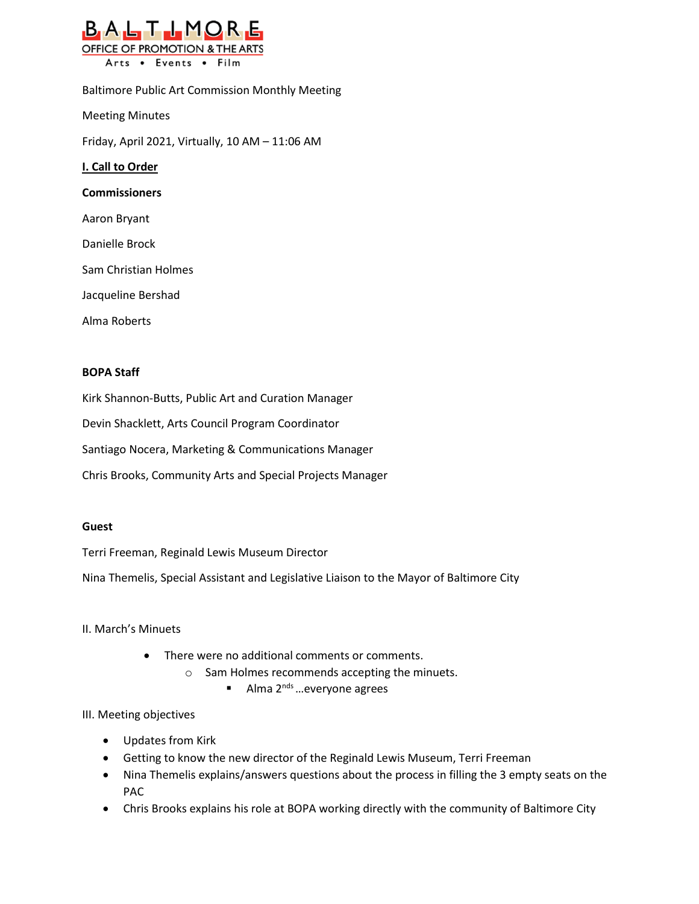**BALTIMORE**
**OFFICE OF PROMOTION & THE ARTS**
Arts • Events • Film

Baltimore Public Art Commission Monthly Meeting

Meeting Minutes

Friday, April 2021, Virtually, 10 AM – 11:06 AM

## I. Call to Order

**Commissioners**

Aaron Bryant

Danielle Brock

Sam Christian Holmes

Jacqueline Bershad

Alma Roberts

**BOPA Staff**

Kirk Shannon-Butts, Public Art and Curation Manager

Devin Shacklett, Arts Council Program Coordinator

Santiago Nocera, Marketing & Communications Manager

Chris Brooks, Community Arts and Special Projects Manager

**Guest**

Terri Freeman, Reginald Lewis Museum Director

Nina Themelis, Special Assistant and Legislative Liaison to the Mayor of Baltimore City

II. March's Minuets

- There were no additional comments or comments.
  - Sam Holmes recommends accepting the minuets.
    - Alma 2nds …everyone agrees

III. Meeting objectives

- Updates from Kirk
- Getting to know the new director of the Reginald Lewis Museum, Terri Freeman
- Nina Themelis explains/answers questions about the process in filling the 3 empty seats on the PAC
- Chris Brooks explains his role at BOPA working directly with the community of Baltimore City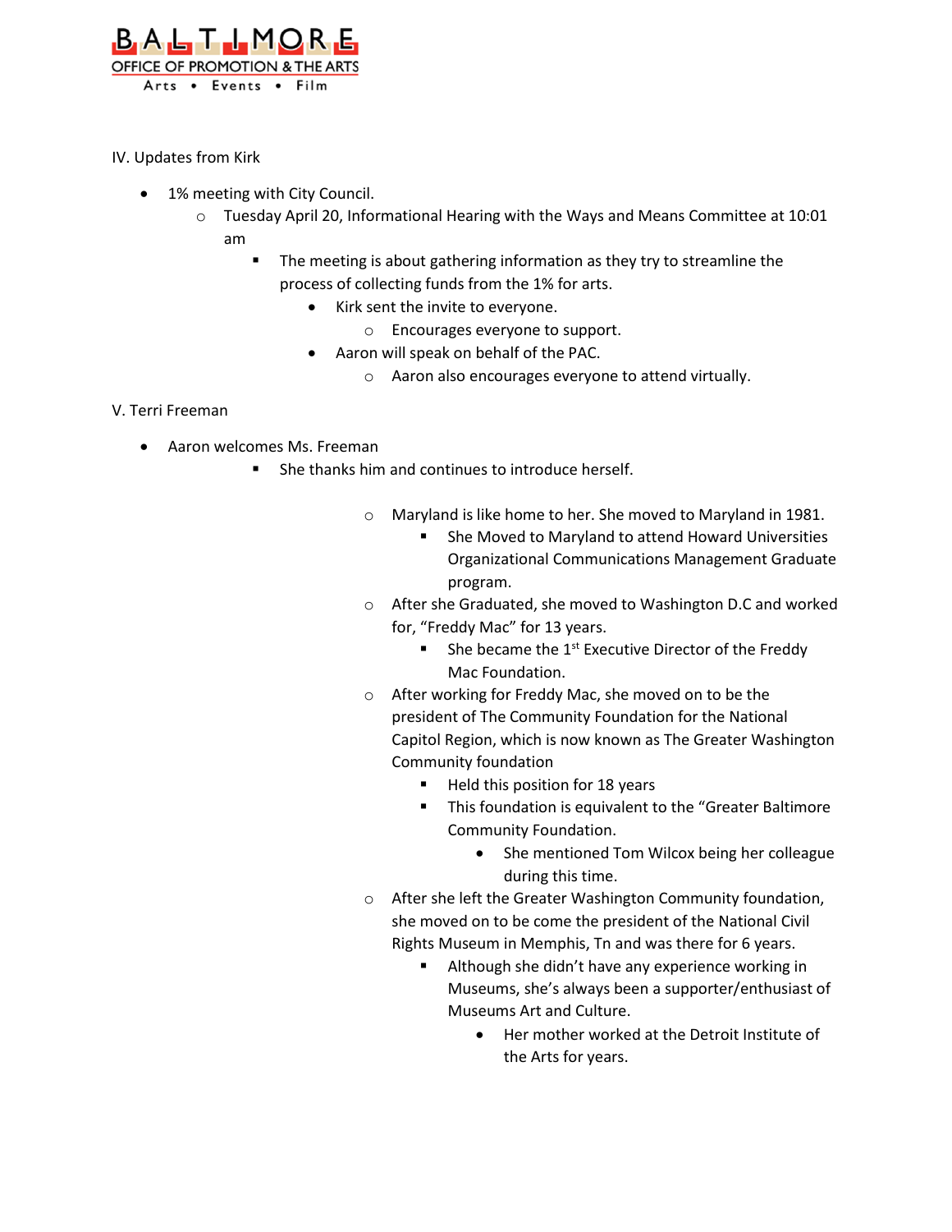IV. Updates from Kirk

- 1% meeting with City Council.
  - Tuesday April 20, Informational Hearing with the Ways and Means Committee at 10:01 am
    - The meeting is about gathering information as they try to streamline the process of collecting funds from the 1% for arts.
      - Kirk sent the invite to everyone.
        - Encourages everyone to support.
      - Aaron will speak on behalf of the PAC.
        - Aaron also encourages everyone to attend virtually.

V. Terri Freeman

- Aaron welcomes Ms. Freeman
  - She thanks him and continues to introduce herself.
    - Maryland is like home to her. She moved to Maryland in 1981.
      - She Moved to Maryland to attend Howard Universities Organizational Communications Management Graduate program.
    - After she Graduated, she moved to Washington D.C and worked for, "Freddy Mac" for 13 years.
      - She became the 1st Executive Director of the Freddy Mac Foundation.
    - After working for Freddy Mac, she moved on to be the president of The Community Foundation for the National Capitol Region, which is now known as The Greater Washington Community foundation
      - Held this position for 18 years
      - This foundation is equivalent to the "Greater Baltimore Community Foundation.
        - She mentioned Tom Wilcox being her colleague during this time.
    - After she left the Greater Washington Community foundation, she moved on to be come the president of the National Civil Rights Museum in Memphis, Tn and was there for 6 years.
      - Although she didn't have any experience working in Museums, she's always been a supporter/enthusiast of Museums Art and Culture.
        - Her mother worked at the Detroit Institute of the Arts for years.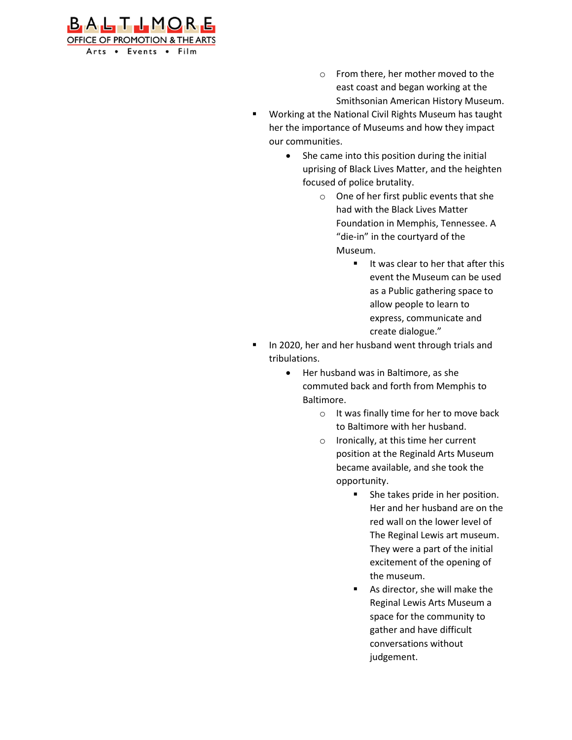- From there, her mother moved to the east coast and began working at the Smithsonian American History Museum.

- Working at the National Civil Rights Museum has taught her the importance of Museums and how they impact our communities.
  - She came into this position during the initial uprising of Black Lives Matter, and the heighten focused of police brutality.
    - One of her first public events that she had with the Black Lives Matter Foundation in Memphis, Tennessee. A "die-in" in the courtyard of the Museum.
      - It was clear to her that after this event the Museum can be used as a Public gathering space to allow people to learn to express, communicate and create dialogue."
- In 2020, her and her husband went through trials and tribulations.
  - Her husband was in Baltimore, as she commuted back and forth from Memphis to Baltimore.
    - It was finally time for her to move back to Baltimore with her husband.
    - Ironically, at this time her current position at the Reginald Arts Museum became available, and she took the opportunity.
      - She takes pride in her position. Her and her husband are on the red wall on the lower level of The Reginal Lewis art museum. They were a part of the initial excitement of the opening of the museum.
      - As director, she will make the Reginal Lewis Arts Museum a space for the community to gather and have difficult conversations without judgement.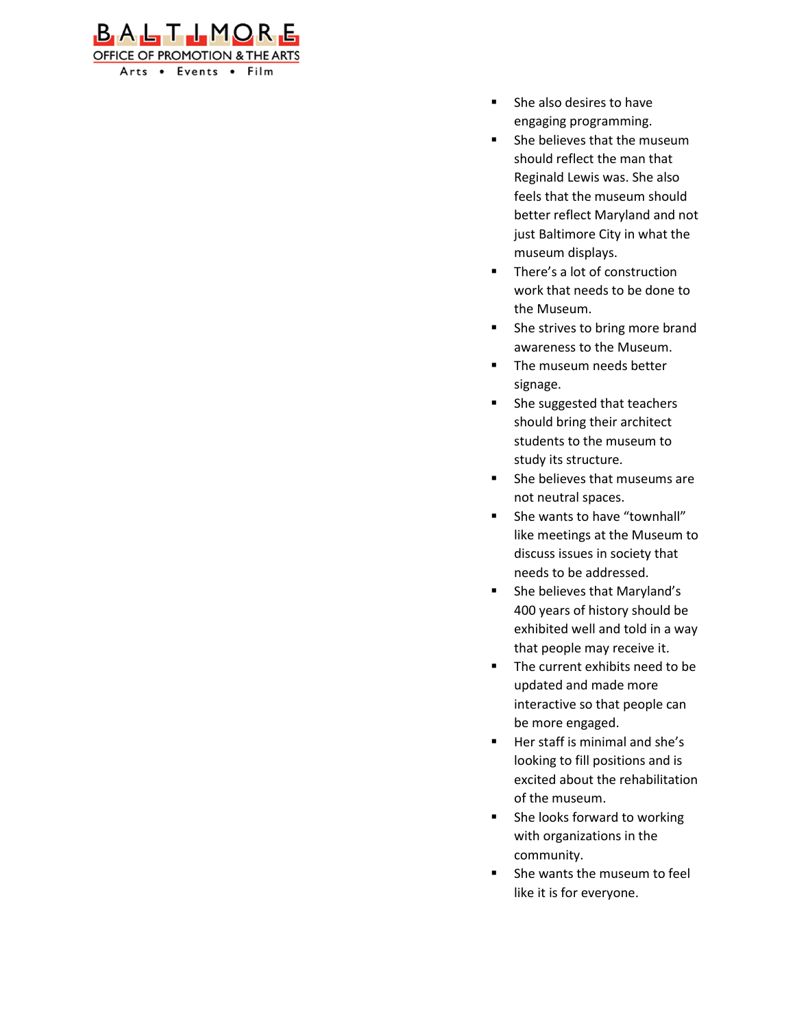- She also desires to have engaging programming.
- She believes that the museum should reflect the man that Reginald Lewis was. She also feels that the museum should better reflect Maryland and not just Baltimore City in what the museum displays.
- There's a lot of construction work that needs to be done to the Museum.
- She strives to bring more brand awareness to the Museum.
- The museum needs better signage.
- She suggested that teachers should bring their architect students to the museum to study its structure.
- She believes that museums are not neutral spaces.
- She wants to have "townhall" like meetings at the Museum to discuss issues in society that needs to be addressed.
- She believes that Maryland's 400 years of history should be exhibited well and told in a way that people may receive it.
- The current exhibits need to be updated and made more interactive so that people can be more engaged.
- Her staff is minimal and she's looking to fill positions and is excited about the rehabilitation of the museum.
- She looks forward to working with organizations in the community.
- She wants the museum to feel like it is for everyone.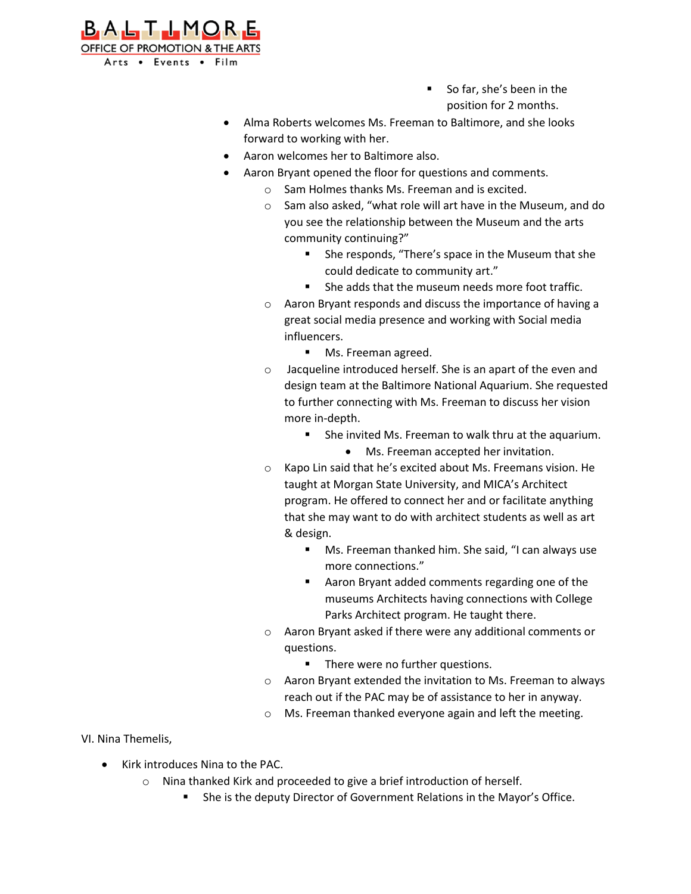- So far, she's been in the position for 2 months.

- Alma Roberts welcomes Ms. Freeman to Baltimore, and she looks forward to working with her.
- Aaron welcomes her to Baltimore also.
- Aaron Bryant opened the floor for questions and comments.
  - Sam Holmes thanks Ms. Freeman and is excited.
  - Sam also asked, "what role will art have in the Museum, and do you see the relationship between the Museum and the arts community continuing?"
    - She responds, "There's space in the Museum that she could dedicate to community art."
    - She adds that the museum needs more foot traffic.
  - Aaron Bryant responds and discuss the importance of having a great social media presence and working with Social media influencers.
    - Ms. Freeman agreed.
  - Jacqueline introduced herself. She is an apart of the even and design team at the Baltimore National Aquarium. She requested to further connecting with Ms. Freeman to discuss her vision more in-depth.
    - She invited Ms. Freeman to walk thru at the aquarium.
      - Ms. Freeman accepted her invitation.
  - Kapo Lin said that he's excited about Ms. Freemans vision. He taught at Morgan State University, and MICA's Architect program. He offered to connect her and or facilitate anything that she may want to do with architect students as well as art & design.
    - Ms. Freeman thanked him. She said, "I can always use more connections."
    - Aaron Bryant added comments regarding one of the museums Architects having connections with College Parks Architect program. He taught there.
  - Aaron Bryant asked if there were any additional comments or questions.
    - There were no further questions.
  - Aaron Bryant extended the invitation to Ms. Freeman to always reach out if the PAC may be of assistance to her in anyway.
  - Ms. Freeman thanked everyone again and left the meeting.

VI. Nina Themelis,

- Kirk introduces Nina to the PAC.
  - Nina thanked Kirk and proceeded to give a brief introduction of herself.
    - She is the deputy Director of Government Relations in the Mayor's Office.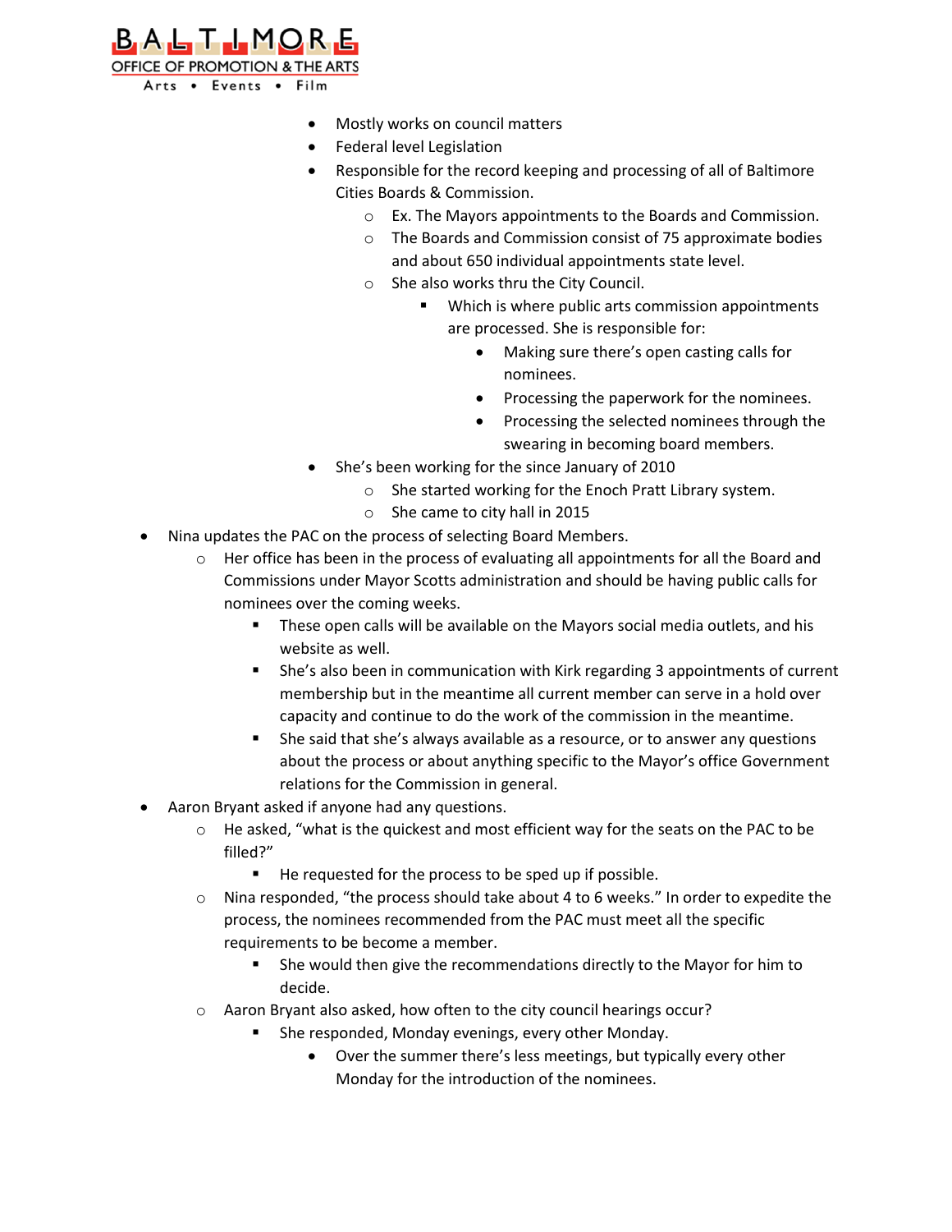- Mostly works on council matters
- Federal level Legislation
- Responsible for the record keeping and processing of all of Baltimore Cities Boards & Commission.
  - Ex. The Mayors appointments to the Boards and Commission.
  - The Boards and Commission consist of 75 approximate bodies and about 650 individual appointments state level.
  - She also works thru the City Council.
    - Which is where public arts commission appointments are processed. She is responsible for:
      - Making sure there's open casting calls for nominees.
      - Processing the paperwork for the nominees.
      - Processing the selected nominees through the swearing in becoming board members.
- She's been working for the since January of 2010
  - She started working for the Enoch Pratt Library system.
  - She came to city hall in 2015

- Nina updates the PAC on the process of selecting Board Members.
  - Her office has been in the process of evaluating all appointments for all the Board and Commissions under Mayor Scotts administration and should be having public calls for nominees over the coming weeks.
    - These open calls will be available on the Mayors social media outlets, and his website as well.
    - She's also been in communication with Kirk regarding 3 appointments of current membership but in the meantime all current member can serve in a hold over capacity and continue to do the work of the commission in the meantime.
    - She said that she's always available as a resource, or to answer any questions about the process or about anything specific to the Mayor's office Government relations for the Commission in general.
- Aaron Bryant asked if anyone had any questions.
  - He asked, "what is the quickest and most efficient way for the seats on the PAC to be filled?"
    - He requested for the process to be sped up if possible.
  - Nina responded, "the process should take about 4 to 6 weeks." In order to expedite the process, the nominees recommended from the PAC must meet all the specific requirements to be become a member.
    - She would then give the recommendations directly to the Mayor for him to decide.
  - Aaron Bryant also asked, how often to the city council hearings occur?
    - She responded, Monday evenings, every other Monday.
      - Over the summer there's less meetings, but typically every other Monday for the introduction of the nominees.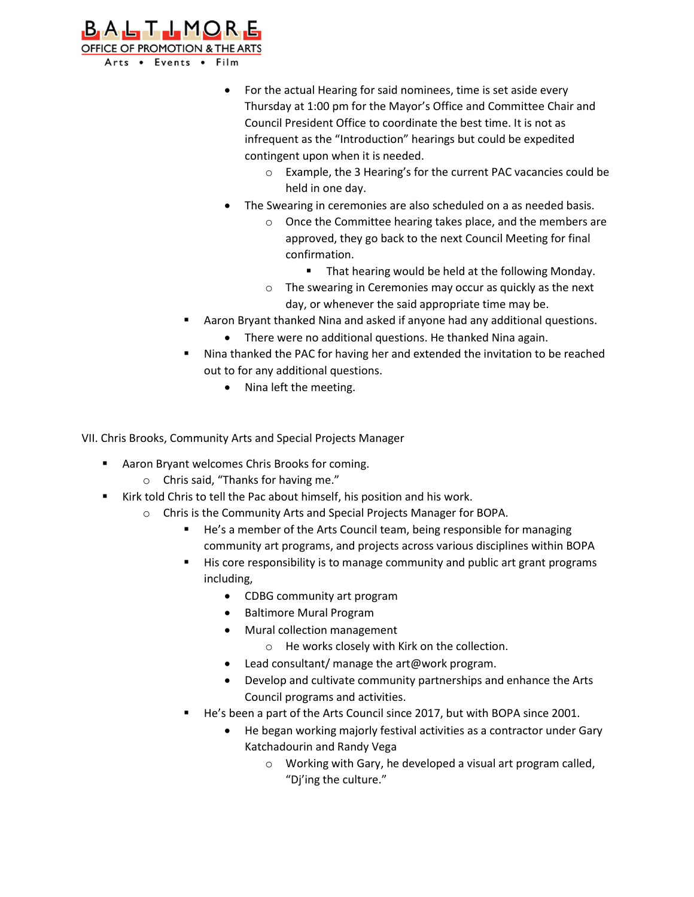- For the actual Hearing for said nominees, time is set aside every Thursday at 1:00 pm for the Mayor's Office and Committee Chair and Council President Office to coordinate the best time. It is not as infrequent as the "Introduction" hearings but could be expedited contingent upon when it is needed.
    - Example, the 3 Hearing's for the current PAC vacancies could be held in one day.
- The Swearing in ceremonies are also scheduled on a as needed basis.
    - Once the Committee hearing takes place, and the members are approved, they go back to the next Council Meeting for final confirmation.
        - That hearing would be held at the following Monday.
    - The swearing in Ceremonies may occur as quickly as the next day, or whenever the said appropriate time may be.

- Aaron Bryant thanked Nina and asked if anyone had any additional questions.
    - There were no additional questions. He thanked Nina again.
- Nina thanked the PAC for having her and extended the invitation to be reached out to for any additional questions.
    - Nina left the meeting.

VII. Chris Brooks, Community Arts and Special Projects Manager

- Aaron Bryant welcomes Chris Brooks for coming.
    - Chris said, "Thanks for having me."
- Kirk told Chris to tell the Pac about himself, his position and his work.
    - Chris is the Community Arts and Special Projects Manager for BOPA.
        - He's a member of the Arts Council team, being responsible for managing community art programs, and projects across various disciplines within BOPA
        - His core responsibility is to manage community and public art grant programs including,
            - CDBG community art program
            - Baltimore Mural Program
            - Mural collection management
                - He works closely with Kirk on the collection.
            - Lead consultant/ manage the art@work program.
            - Develop and cultivate community partnerships and enhance the Arts Council programs and activities.
        - He's been a part of the Arts Council since 2017, but with BOPA since 2001.
            - He began working majorly festival activities as a contractor under Gary Katchadourin and Randy Vega
                - Working with Gary, he developed a visual art program called, "Dj'ing the culture."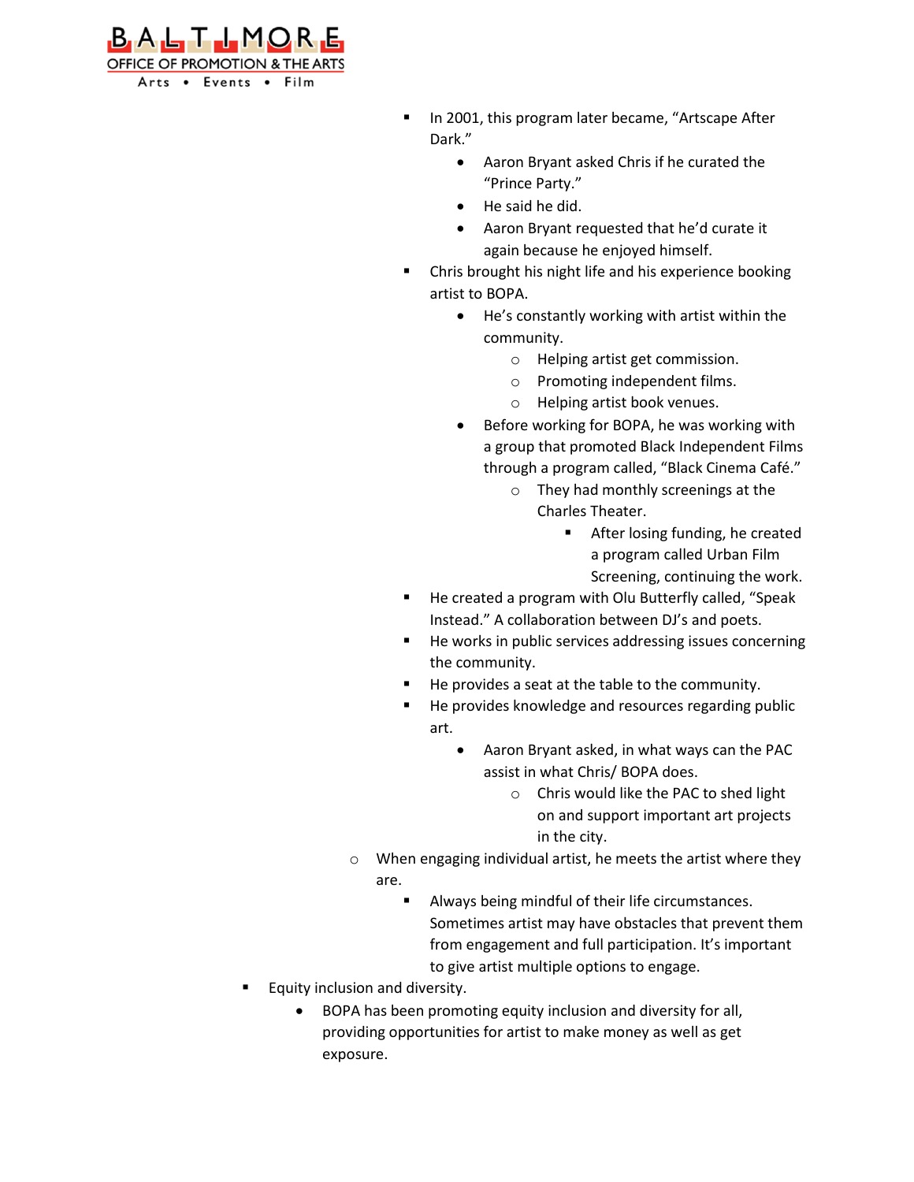- In 2001, this program later became, "Artscape After Dark."
    - Aaron Bryant asked Chris if he curated the "Prince Party."
    - He said he did.
    - Aaron Bryant requested that he'd curate it again because he enjoyed himself.
- Chris brought his night life and his experience booking artist to BOPA.
    - He's constantly working with artist within the community.
        - Helping artist get commission.
        - Promoting independent films.
        - Helping artist book venues.
    - Before working for BOPA, he was working with a group that promoted Black Independent Films through a program called, "Black Cinema Café."
        - They had monthly screenings at the Charles Theater.
            - After losing funding, he created a program called Urban Film Screening, continuing the work.
- He created a program with Olu Butterfly called, "Speak Instead." A collaboration between DJ's and poets.
- He works in public services addressing issues concerning the community.
- He provides a seat at the table to the community.
- He provides knowledge and resources regarding public art.
    - Aaron Bryant asked, in what ways can the PAC assist in what Chris/ BOPA does.
        - Chris would like the PAC to shed light on and support important art projects in the city.

- When engaging individual artist, he meets the artist where they are.
    - Always being mindful of their life circumstances. Sometimes artist may have obstacles that prevent them from engagement and full participation. It's important to give artist multiple options to engage.

- Equity inclusion and diversity.
    - BOPA has been promoting equity inclusion and diversity for all, providing opportunities for artist to make money as well as get exposure.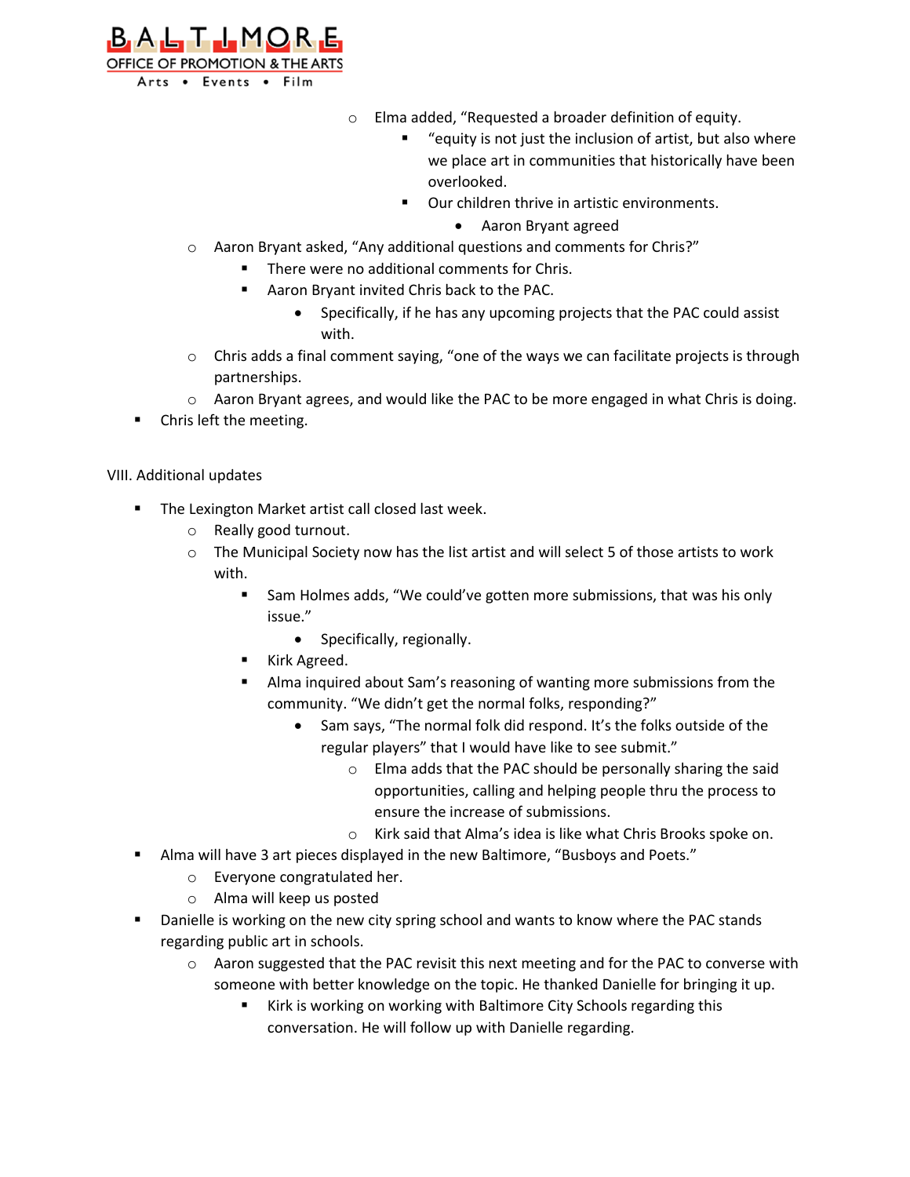- Elma added, "Requested a broader definition of equity.
  - "equity is not just the inclusion of artist, but also where we place art in communities that historically have been overlooked.
  - Our children thrive in artistic environments.
    - Aaron Bryant agreed
- Aaron Bryant asked, "Any additional questions and comments for Chris?"
  - There were no additional comments for Chris.
  - Aaron Bryant invited Chris back to the PAC.
    - Specifically, if he has any upcoming projects that the PAC could assist with.
- Chris adds a final comment saying, "one of the ways we can facilitate projects is through partnerships.
- Aaron Bryant agrees, and would like the PAC to be more engaged in what Chris is doing.

- Chris left the meeting.

VIII. Additional updates

- The Lexington Market artist call closed last week.
  - Really good turnout.
  - The Municipal Society now has the list artist and will select 5 of those artists to work with.
    - Sam Holmes adds, "We could've gotten more submissions, that was his only issue."
      - Specifically, regionally.
    - Kirk Agreed.
    - Alma inquired about Sam's reasoning of wanting more submissions from the community. "We didn't get the normal folks, responding?"
      - Sam says, "The normal folk did respond. It's the folks outside of the regular players" that I would have like to see submit."
        - Elma adds that the PAC should be personally sharing the said opportunities, calling and helping people thru the process to ensure the increase of submissions.
        - Kirk said that Alma's idea is like what Chris Brooks spoke on.
- Alma will have 3 art pieces displayed in the new Baltimore, "Busboys and Poets."
  - Everyone congratulated her.
  - Alma will keep us posted
- Danielle is working on the new city spring school and wants to know where the PAC stands regarding public art in schools.
  - Aaron suggested that the PAC revisit this next meeting and for the PAC to converse with someone with better knowledge on the topic. He thanked Danielle for bringing it up.
    - Kirk is working on working with Baltimore City Schools regarding this conversation. He will follow up with Danielle regarding.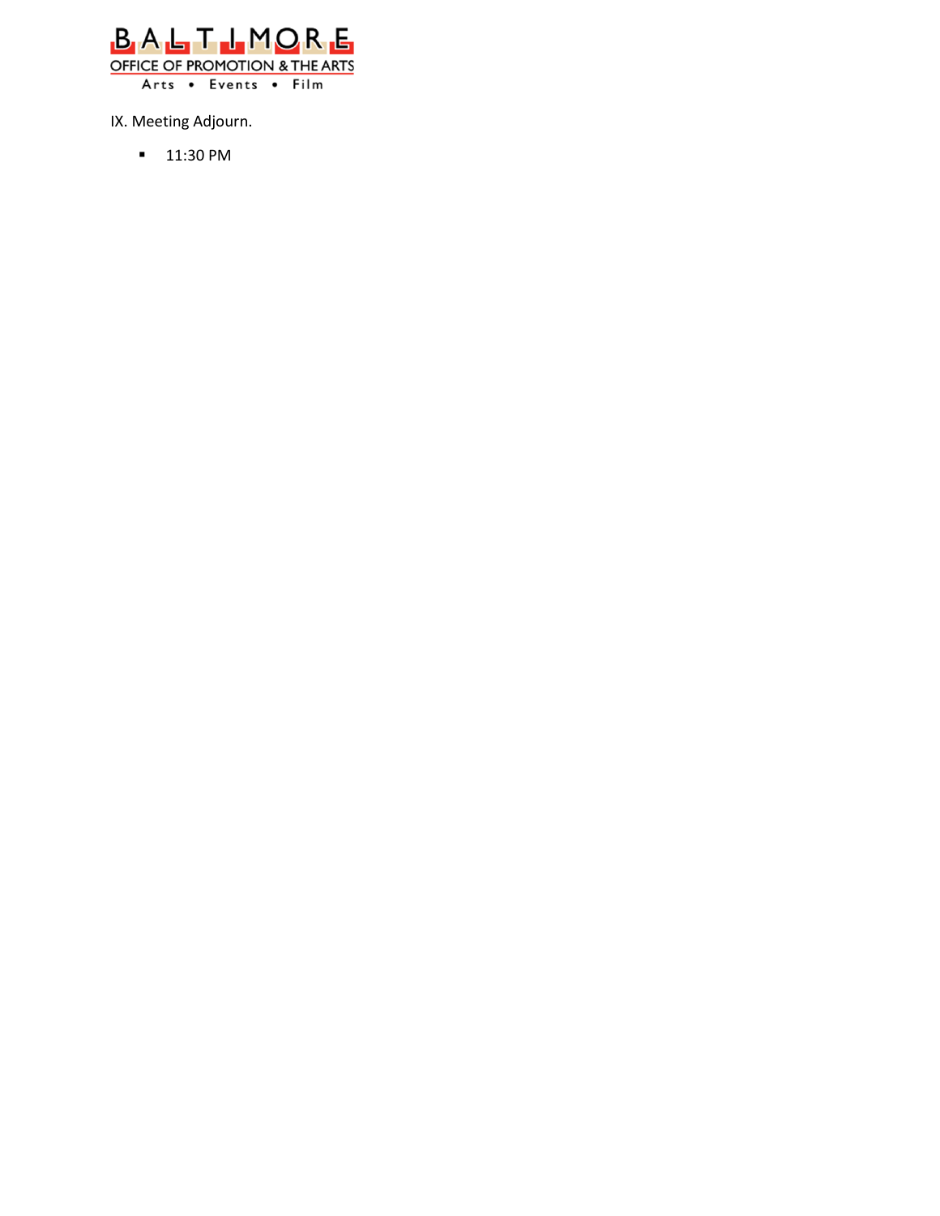IX. Meeting Adjourn.

- 11:30 PM